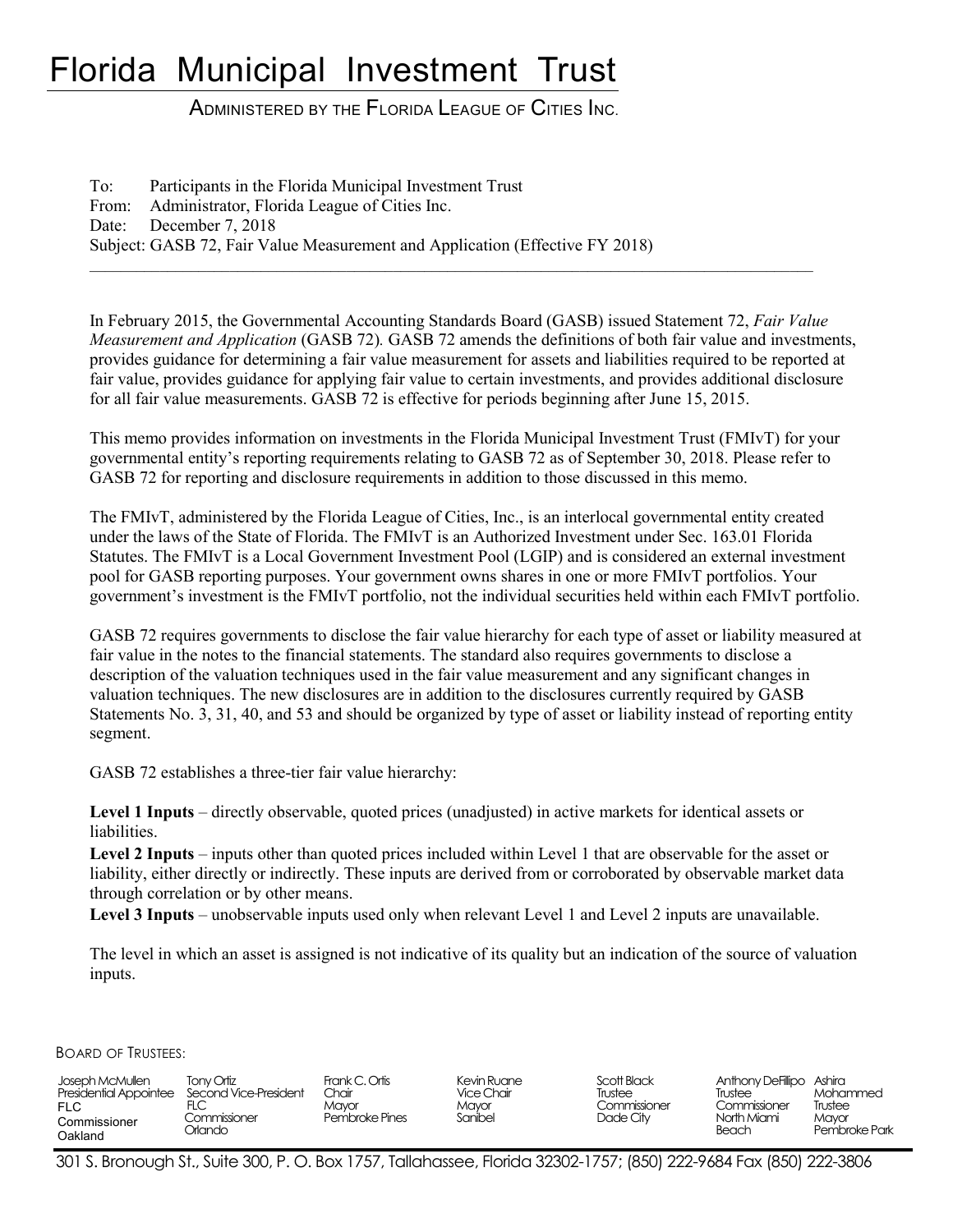# Florida Municipal Investment Trust

ADMINISTERED BY THE FLORIDA LEAGUE OF CITIES INC.

To: Participants in the Florida Municipal Investment Trust
From: Administrator, Florida League of Cities Inc.
Date: December 7, 2018
Subject: GASB 72, Fair Value Measurement and Application (Effective FY 2018)

---

In February 2015, the Governmental Accounting Standards Board (GASB) issued Statement 72, *Fair Value Measurement and Application* (GASB 72). GASB 72 amends the definitions of both fair value and investments, provides guidance for determining a fair value measurement for assets and liabilities required to be reported at fair value, provides guidance for applying fair value to certain investments, and provides additional disclosure for all fair value measurements. GASB 72 is effective for periods beginning after June 15, 2015.

This memo provides information on investments in the Florida Municipal Investment Trust (FMIvT) for your governmental entity's reporting requirements relating to GASB 72 as of September 30, 2018. Please refer to GASB 72 for reporting and disclosure requirements in addition to those discussed in this memo.

The FMIvT, administered by the Florida League of Cities, Inc., is an interlocal governmental entity created under the laws of the State of Florida. The FMIvT is an Authorized Investment under Sec. 163.01 Florida Statutes. The FMIvT is a Local Government Investment Pool (LGIP) and is considered an external investment pool for GASB reporting purposes. Your government owns shares in one or more FMIvT portfolios. Your government's investment is the FMIvT portfolio, not the individual securities held within each FMIvT portfolio.

GASB 72 requires governments to disclose the fair value hierarchy for each type of asset or liability measured at fair value in the notes to the financial statements. The standard also requires governments to disclose a description of the valuation techniques used in the fair value measurement and any significant changes in valuation techniques. The new disclosures are in addition to the disclosures currently required by GASB Statements No. 3, 31, 40, and 53 and should be organized by type of asset or liability instead of reporting entity segment.

GASB 72 establishes a three-tier fair value hierarchy:

**Level 1 Inputs** – directly observable, quoted prices (unadjusted) in active markets for identical assets or liabilities.
**Level 2 Inputs** – inputs other than quoted prices included within Level 1 that are observable for the asset or liability, either directly or indirectly. These inputs are derived from or corroborated by observable market data through correlation or by other means.
**Level 3 Inputs** – unobservable inputs used only when relevant Level 1 and Level 2 inputs are unavailable.

The level in which an asset is assigned is not indicative of its quality but an indication of the source of valuation inputs.

BOARD OF TRUSTEES:

| | | | | | | |
|---|---|---|---|---|---|---|
| Joseph McMullen<br>Presidential Appointee<br>FLC<br>Commissioner<br>Oakland | Tony Ortiz<br>Second Vice-President<br>FLC<br>Commissioner<br>Orlando | Frank C. Ortis<br>Chair<br>Mayor<br>Pembroke Pines | Kevin Ruane<br>Vice Chair<br>Mayor<br>Sanibel | Scott Black<br>Trustee<br>Commissioner<br>Dade City | Anthony DeFillipo<br>Trustee<br>Commissioner<br>North Miami Beach | Ashira Mohammed<br>Trustee<br>Mayor<br>Pembroke Park |

301 S. Bronough St., Suite 300, P. O. Box 1757, Tallahassee, Florida 32302-1757; (850) 222-9684 Fax (850) 222-3806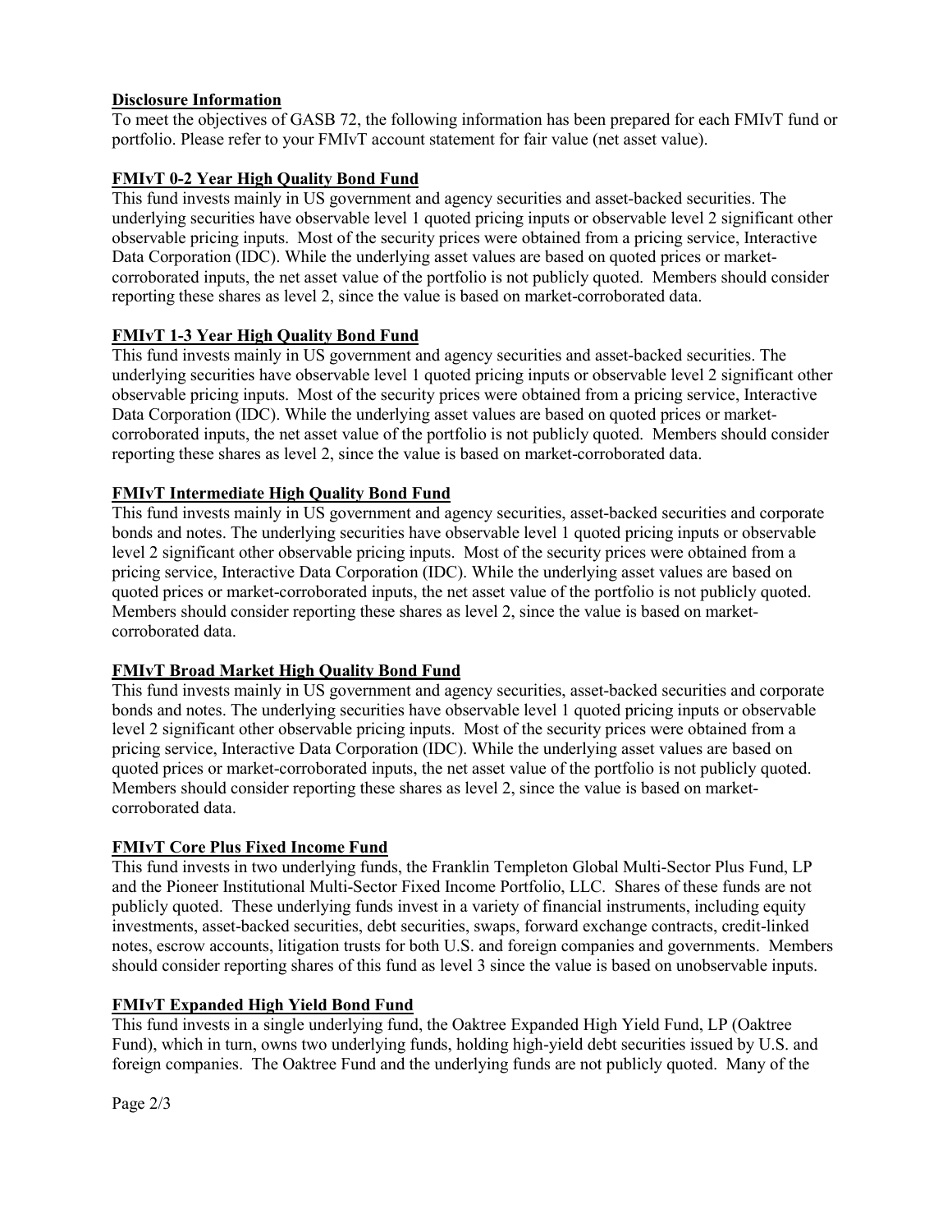## Disclosure Information

To meet the objectives of GASB 72, the following information has been prepared for each FMIvT fund or portfolio. Please refer to your FMIvT account statement for fair value (net asset value).

### FMIvT 0-2 Year High Quality Bond Fund

This fund invests mainly in US government and agency securities and asset-backed securities. The underlying securities have observable level 1 quoted pricing inputs or observable level 2 significant other observable pricing inputs. Most of the security prices were obtained from a pricing service, Interactive Data Corporation (IDC). While the underlying asset values are based on quoted prices or market-corroborated inputs, the net asset value of the portfolio is not publicly quoted. Members should consider reporting these shares as level 2, since the value is based on market-corroborated data.

### FMIvT 1-3 Year High Quality Bond Fund

This fund invests mainly in US government and agency securities and asset-backed securities. The underlying securities have observable level 1 quoted pricing inputs or observable level 2 significant other observable pricing inputs. Most of the security prices were obtained from a pricing service, Interactive Data Corporation (IDC). While the underlying asset values are based on quoted prices or market-corroborated inputs, the net asset value of the portfolio is not publicly quoted. Members should consider reporting these shares as level 2, since the value is based on market-corroborated data.

### FMIvT Intermediate High Quality Bond Fund

This fund invests mainly in US government and agency securities, asset-backed securities and corporate bonds and notes. The underlying securities have observable level 1 quoted pricing inputs or observable level 2 significant other observable pricing inputs. Most of the security prices were obtained from a pricing service, Interactive Data Corporation (IDC). While the underlying asset values are based on quoted prices or market-corroborated inputs, the net asset value of the portfolio is not publicly quoted. Members should consider reporting these shares as level 2, since the value is based on market-corroborated data.

### FMIvT Broad Market High Quality Bond Fund

This fund invests mainly in US government and agency securities, asset-backed securities and corporate bonds and notes. The underlying securities have observable level 1 quoted pricing inputs or observable level 2 significant other observable pricing inputs. Most of the security prices were obtained from a pricing service, Interactive Data Corporation (IDC). While the underlying asset values are based on quoted prices or market-corroborated inputs, the net asset value of the portfolio is not publicly quoted. Members should consider reporting these shares as level 2, since the value is based on market-corroborated data.

### FMIvT Core Plus Fixed Income Fund

This fund invests in two underlying funds, the Franklin Templeton Global Multi-Sector Plus Fund, LP and the Pioneer Institutional Multi-Sector Fixed Income Portfolio, LLC. Shares of these funds are not publicly quoted. These underlying funds invest in a variety of financial instruments, including equity investments, asset-backed securities, debt securities, swaps, forward exchange contracts, credit-linked notes, escrow accounts, litigation trusts for both U.S. and foreign companies and governments. Members should consider reporting shares of this fund as level 3 since the value is based on unobservable inputs.

### FMIvT Expanded High Yield Bond Fund

This fund invests in a single underlying fund, the Oaktree Expanded High Yield Fund, LP (Oaktree Fund), which in turn, owns two underlying funds, holding high-yield debt securities issued by U.S. and foreign companies. The Oaktree Fund and the underlying funds are not publicly quoted. Many of the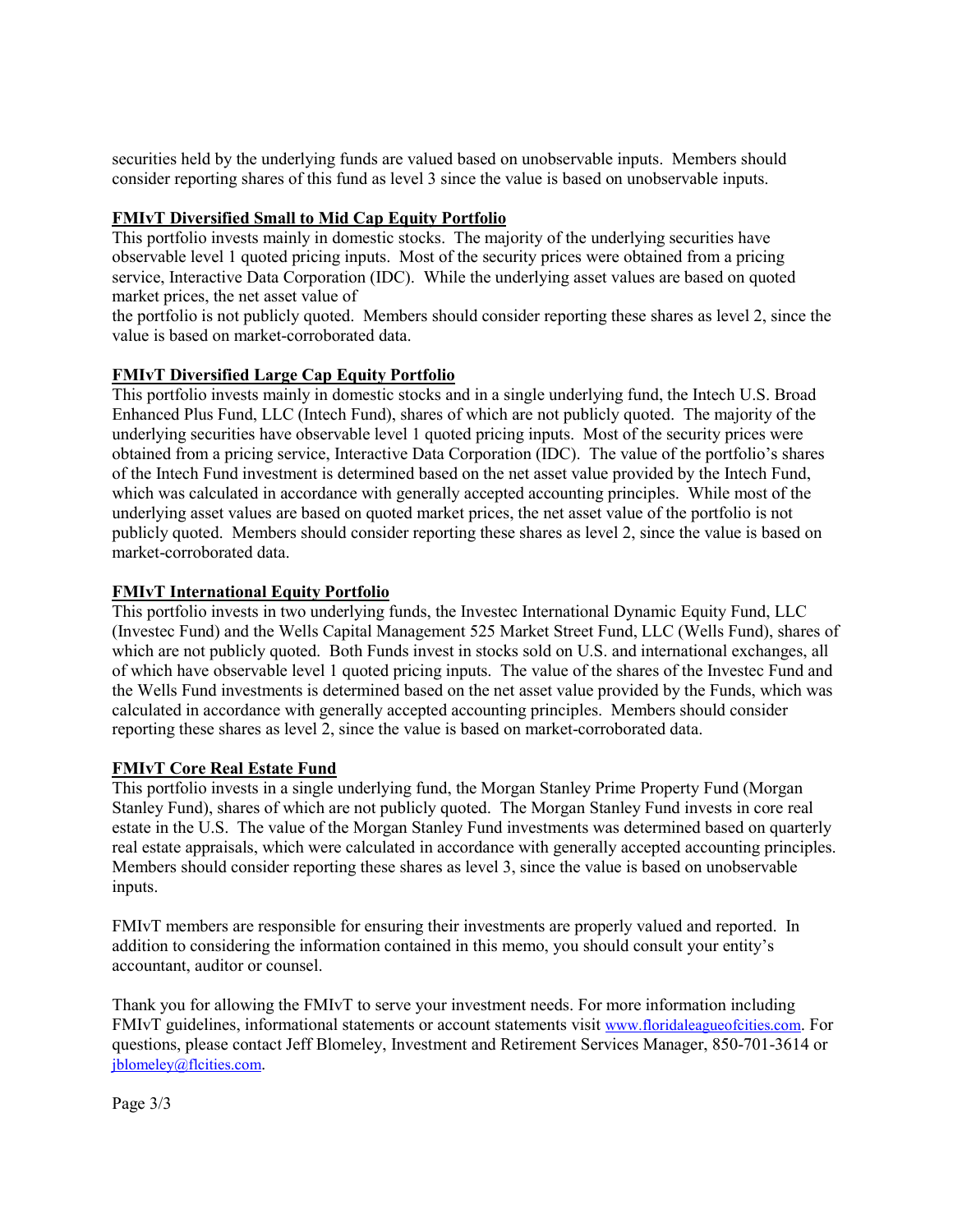securities held by the underlying funds are valued based on unobservable inputs. Members should consider reporting shares of this fund as level 3 since the value is based on unobservable inputs.

**FMIvT Diversified Small to Mid Cap Equity Portfolio**

This portfolio invests mainly in domestic stocks. The majority of the underlying securities have observable level 1 quoted pricing inputs. Most of the security prices were obtained from a pricing service, Interactive Data Corporation (IDC). While the underlying asset values are based on quoted market prices, the net asset value of the portfolio is not publicly quoted. Members should consider reporting these shares as level 2, since the value is based on market-corroborated data.

**FMIvT Diversified Large Cap Equity Portfolio**

This portfolio invests mainly in domestic stocks and in a single underlying fund, the Intech U.S. Broad Enhanced Plus Fund, LLC (Intech Fund), shares of which are not publicly quoted. The majority of the underlying securities have observable level 1 quoted pricing inputs. Most of the security prices were obtained from a pricing service, Interactive Data Corporation (IDC). The value of the portfolio's shares of the Intech Fund investment is determined based on the net asset value provided by the Intech Fund, which was calculated in accordance with generally accepted accounting principles. While most of the underlying asset values are based on quoted market prices, the net asset value of the portfolio is not publicly quoted. Members should consider reporting these shares as level 2, since the value is based on market-corroborated data.

**FMIvT International Equity Portfolio**

This portfolio invests in two underlying funds, the Investec International Dynamic Equity Fund, LLC (Investec Fund) and the Wells Capital Management 525 Market Street Fund, LLC (Wells Fund), shares of which are not publicly quoted. Both Funds invest in stocks sold on U.S. and international exchanges, all of which have observable level 1 quoted pricing inputs. The value of the shares of the Investec Fund and the Wells Fund investments is determined based on the net asset value provided by the Funds, which was calculated in accordance with generally accepted accounting principles. Members should consider reporting these shares as level 2, since the value is based on market-corroborated data.

**FMIvT Core Real Estate Fund**

This portfolio invests in a single underlying fund, the Morgan Stanley Prime Property Fund (Morgan Stanley Fund), shares of which are not publicly quoted. The Morgan Stanley Fund invests in core real estate in the U.S. The value of the Morgan Stanley Fund investments was determined based on quarterly real estate appraisals, which were calculated in accordance with generally accepted accounting principles. Members should consider reporting these shares as level 3, since the value is based on unobservable inputs.

FMIvT members are responsible for ensuring their investments are properly valued and reported. In addition to considering the information contained in this memo, you should consult your entity's accountant, auditor or counsel.

Thank you for allowing the FMIvT to serve your investment needs. For more information including FMIvT guidelines, informational statements or account statements visit www.floridaleagueofcities.com. For questions, please contact Jeff Blomeley, Investment and Retirement Services Manager, 850-701-3614 or jblomeley@flcities.com.